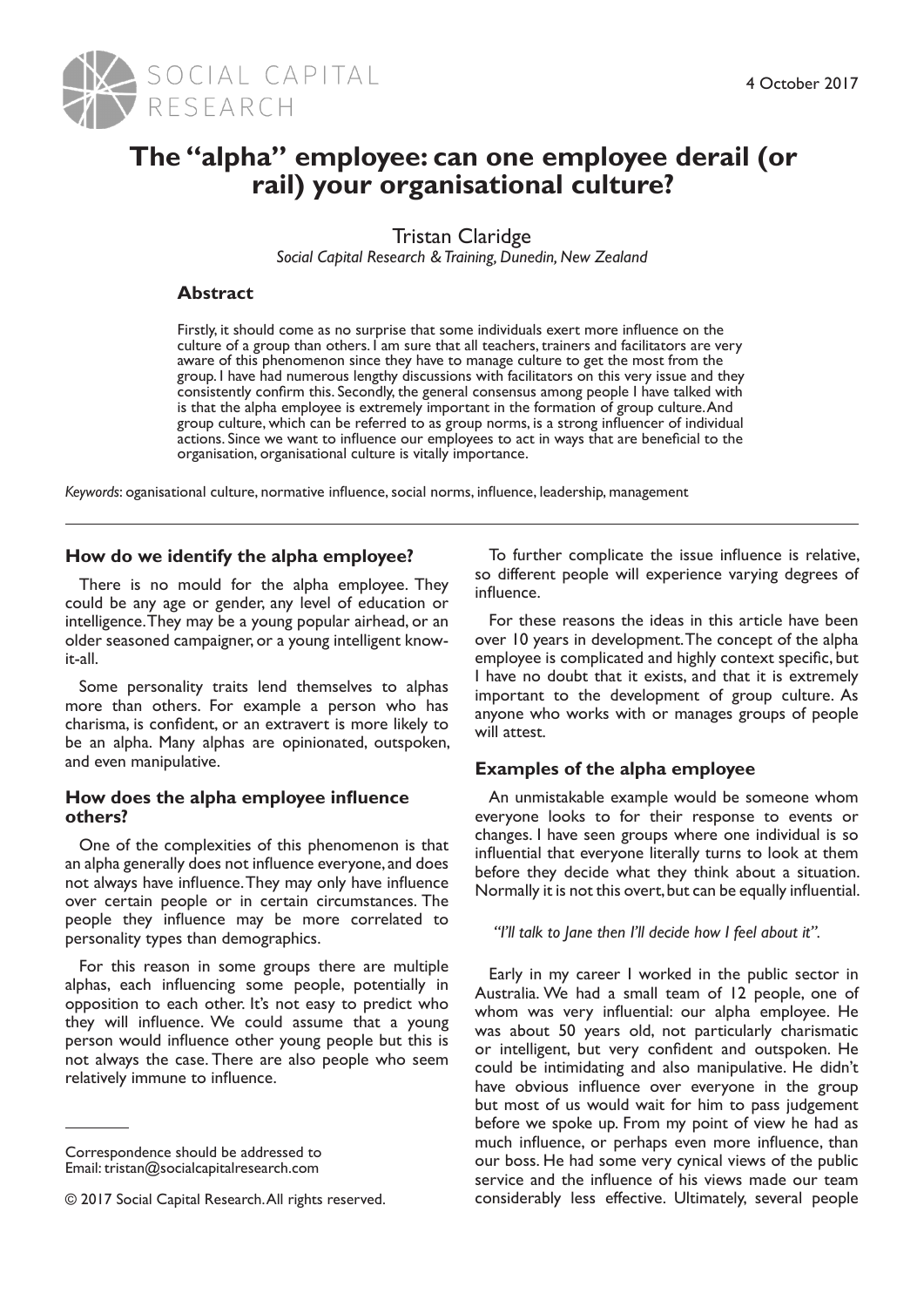# The "alpha" employee: can one employee derail (or rail) your organisational culture?

Tristan Claridge

*Social Capital Research & Training, Dunedin, New Zealand*

## Abstract

Firstly, it should come as no surprise that some individuals exert more influence on the culture of a group than others. I am sure that all teachers, trainers and facilitators are very aware of this phenomenon since they have to manage culture to get the most from the group. I have had numerous lengthy discussions with facilitators on this very issue and they consistently confirm this. Secondly, the general consensus among people I have talked with is that the alpha employee is extremely important in the formation of group culture. And group culture, which can be referred to as group norms, is a strong influencer of individual actions. Since we want to influence our employees to act in ways that are beneficial to the organisation, organisational culture is vitally importance.

*Keywords*: oganisational culture, normative influence, social norms, influence, leadership, management

---

## How do we identify the alpha employee?

There is no mould for the alpha employee. They could be any age or gender, any level of education or intelligence. They may be a young popular airhead, or an older seasoned campaigner, or a young intelligent know-it-all.

Some personality traits lend themselves to alphas more than others. For example a person who has charisma, is confident, or an extravert is more likely to be an alpha. Many alphas are opinionated, outspoken, and even manipulative.

## How does the alpha employee influence others?

One of the complexities of this phenomenon is that an alpha generally does not influence everyone, and does not always have influence. They may only have influence over certain people or in certain circumstances. The people they influence may be more correlated to personality types than demographics.

For this reason in some groups there are multiple alphas, each influencing some people, potentially in opposition to each other. It's not easy to predict who they will influence. We could assume that a young person would influence other young people but this is not always the case. There are also people who seem relatively immune to influence.

To further complicate the issue influence is relative, so different people will experience varying degrees of influence.

For these reasons the ideas in this article have been over 10 years in development. The concept of the alpha employee is complicated and highly context specific, but I have no doubt that it exists, and that it is extremely important to the development of group culture. As anyone who works with or manages groups of people will attest.

## Examples of the alpha employee

An unmistakable example would be someone whom everyone looks to for their response to events or changes. I have seen groups where one individual is so influential that everyone literally turns to look at them before they decide what they think about a situation. Normally it is not this overt, but can be equally influential.

*"I'll talk to Jane then I'll decide how I feel about it".*

Early in my career I worked in the public sector in Australia. We had a small team of 12 people, one of whom was very influential: our alpha employee. He was about 50 years old, not particularly charismatic or intelligent, but very confident and outspoken. He could be intimidating and also manipulative. He didn't have obvious influence over everyone in the group but most of us would wait for him to pass judgement before we spoke up. From my point of view he had as much influence, or perhaps even more influence, than our boss. He had some very cynical views of the public service and the influence of his views made our team considerably less effective. Ultimately, several people

---

Correspondence should be addressed to
Email: tristan@socialcapitalresearch.com

© 2017 Social Capital Research. All rights reserved.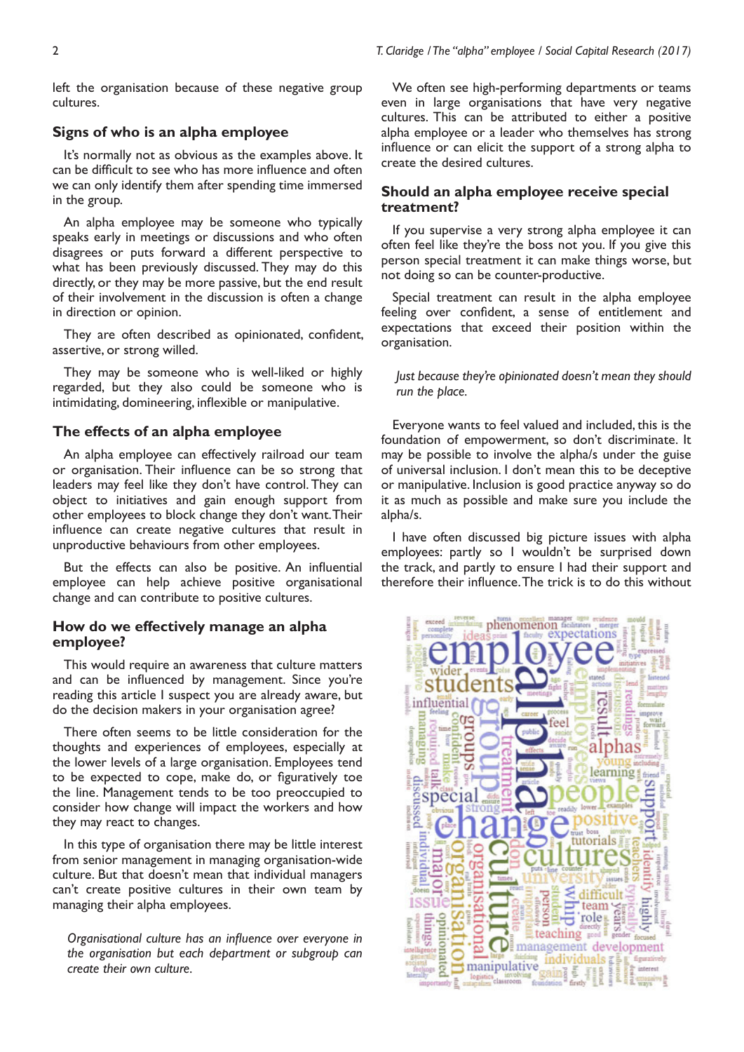left the organisation because of these negative group cultures.

## Signs of who is an alpha employee

It's normally not as obvious as the examples above. It can be difficult to see who has more influence and often we can only identify them after spending time immersed in the group.

An alpha employee may be someone who typically speaks early in meetings or discussions and who often disagrees or puts forward a different perspective to what has been previously discussed. They may do this directly, or they may be more passive, but the end result of their involvement in the discussion is often a change in direction or opinion.

They are often described as opinionated, confident, assertive, or strong willed.

They may be someone who is well-liked or highly regarded, but they also could be someone who is intimidating, domineering, inflexible or manipulative.

## The effects of an alpha employee

An alpha employee can effectively railroad our team or organisation. Their influence can be so strong that leaders may feel like they don't have control. They can object to initiatives and gain enough support from other employees to block change they don't want. Their influence can create negative cultures that result in unproductive behaviours from other employees.

But the effects can also be positive. An influential employee can help achieve positive organisational change and can contribute to positive cultures.

## How do we effectively manage an alpha employee?

This would require an awareness that culture matters and can be influenced by management. Since you're reading this article I suspect you are already aware, but do the decision makers in your organisation agree?

There often seems to be little consideration for the thoughts and experiences of employees, especially at the lower levels of a large organisation. Employees tend to be expected to cope, make do, or figuratively toe the line. Management tends to be too preoccupied to consider how change will impact the workers and how they may react to changes.

In this type of organisation there may be little interest from senior management in managing organisation-wide culture. But that doesn't mean that individual managers can't create positive cultures in their own team by managing their alpha employees.

*Organisational culture has an influence over everyone in the organisation but each department or subgroup can create their own culture.*

We often see high-performing departments or teams even in large organisations that have very negative cultures. This can be attributed to either a positive alpha employee or a leader who themselves has strong influence or can elicit the support of a strong alpha to create the desired cultures.

## Should an alpha employee receive special treatment?

If you supervise a very strong alpha employee it can often feel like they're the boss not you. If you give this person special treatment it can make things worse, but not doing so can be counter-productive.

Special treatment can result in the alpha employee feeling over confident, a sense of entitlement and expectations that exceed their position within the organisation.

*Just because they're opinionated doesn't mean they should run the place.*

Everyone wants to feel valued and included, this is the foundation of empowerment, so don't discriminate. It may be possible to involve the alpha/s under the guise of universal inclusion. I don't mean this to be deceptive or manipulative. Inclusion is good practice anyway so do it as much as possible and make sure you include the alpha/s.

I have often discussed big picture issues with alpha employees: partly so I wouldn't be surprised down the track, and partly to ensure I had their support and therefore their influence. The trick is to do this without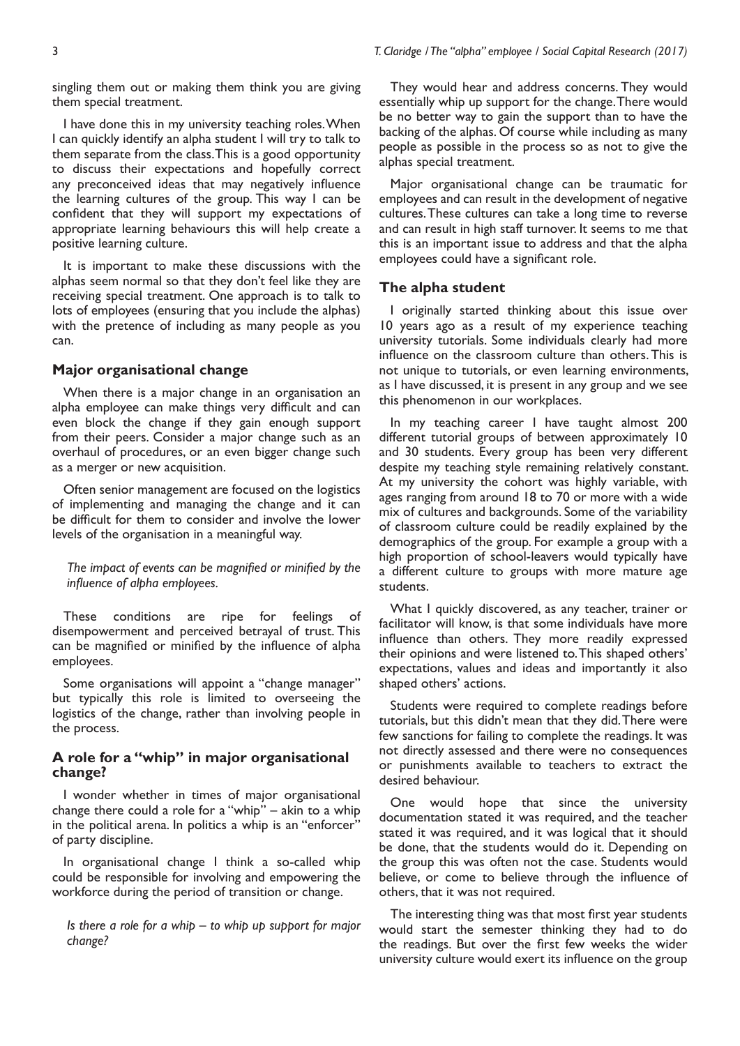singling them out or making them think you are giving them special treatment.

I have done this in my university teaching roles. When I can quickly identify an alpha student I will try to talk to them separate from the class. This is a good opportunity to discuss their expectations and hopefully correct any preconceived ideas that may negatively influence the learning cultures of the group. This way I can be confident that they will support my expectations of appropriate learning behaviours this will help create a positive learning culture.

It is important to make these discussions with the alphas seem normal so that they don't feel like they are receiving special treatment. One approach is to talk to lots of employees (ensuring that you include the alphas) with the pretence of including as many people as you can.

## Major organisational change

When there is a major change in an organisation an alpha employee can make things very difficult and can even block the change if they gain enough support from their peers. Consider a major change such as an overhaul of procedures, or an even bigger change such as a merger or new acquisition.

Often senior management are focused on the logistics of implementing and managing the change and it can be difficult for them to consider and involve the lower levels of the organisation in a meaningful way.

*The impact of events can be magnified or minified by the influence of alpha employees.*

These conditions are ripe for feelings of disempowerment and perceived betrayal of trust. This can be magnified or minified by the influence of alpha employees.

Some organisations will appoint a "change manager" but typically this role is limited to overseeing the logistics of the change, rather than involving people in the process.

## A role for a "whip" in major organisational change?

I wonder whether in times of major organisational change there could a role for a "whip" – akin to a whip in the political arena. In politics a whip is an "enforcer" of party discipline.

In organisational change I think a so-called whip could be responsible for involving and empowering the workforce during the period of transition or change.

*Is there a role for a whip – to whip up support for major change?*

They would hear and address concerns. They would essentially whip up support for the change. There would be no better way to gain the support than to have the backing of the alphas. Of course while including as many people as possible in the process so as not to give the alphas special treatment.

Major organisational change can be traumatic for employees and can result in the development of negative cultures. These cultures can take a long time to reverse and can result in high staff turnover. It seems to me that this is an important issue to address and that the alpha employees could have a significant role.

## The alpha student

I originally started thinking about this issue over 10 years ago as a result of my experience teaching university tutorials. Some individuals clearly had more influence on the classroom culture than others. This is not unique to tutorials, or even learning environments, as I have discussed, it is present in any group and we see this phenomenon in our workplaces.

In my teaching career I have taught almost 200 different tutorial groups of between approximately 10 and 30 students. Every group has been very different despite my teaching style remaining relatively constant. At my university the cohort was highly variable, with ages ranging from around 18 to 70 or more with a wide mix of cultures and backgrounds. Some of the variability of classroom culture could be readily explained by the demographics of the group. For example a group with a high proportion of school-leavers would typically have a different culture to groups with more mature age students.

What I quickly discovered, as any teacher, trainer or facilitator will know, is that some individuals have more influence than others. They more readily expressed their opinions and were listened to. This shaped others' expectations, values and ideas and importantly it also shaped others' actions.

Students were required to complete readings before tutorials, but this didn't mean that they did. There were few sanctions for failing to complete the readings. It was not directly assessed and there were no consequences or punishments available to teachers to extract the desired behaviour.

One would hope that since the university documentation stated it was required, and the teacher stated it was required, and it was logical that it should be done, that the students would do it. Depending on the group this was often not the case. Students would believe, or come to believe through the influence of others, that it was not required.

The interesting thing was that most first year students would start the semester thinking they had to do the readings. But over the first few weeks the wider university culture would exert its influence on the group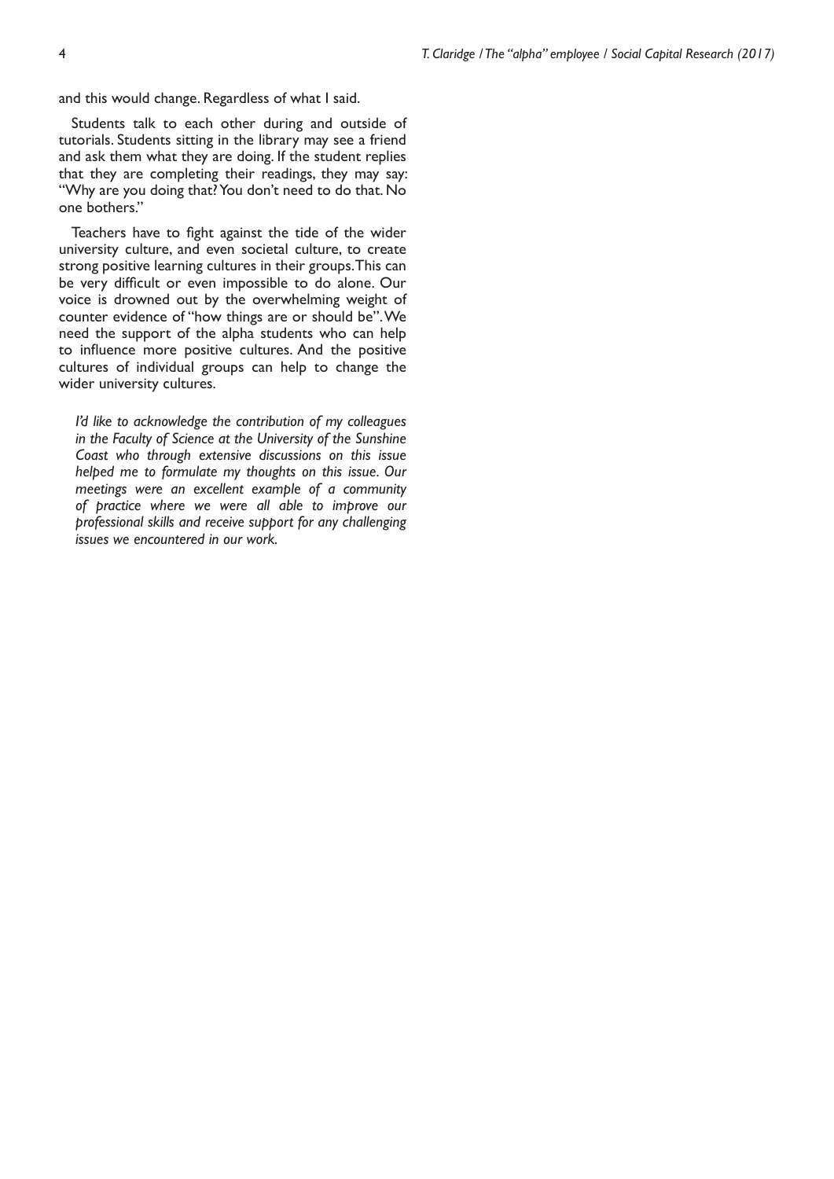and this would change. Regardless of what I said.

Students talk to each other during and outside of tutorials. Students sitting in the library may see a friend and ask them what they are doing. If the student replies that they are completing their readings, they may say: "Why are you doing that? You don't need to do that. No one bothers."

Teachers have to fight against the tide of the wider university culture, and even societal culture, to create strong positive learning cultures in their groups. This can be very difficult or even impossible to do alone. Our voice is drowned out by the overwhelming weight of counter evidence of "how things are or should be". We need the support of the alpha students who can help to influence more positive cultures. And the positive cultures of individual groups can help to change the wider university cultures.

*I'd like to acknowledge the contribution of my colleagues in the Faculty of Science at the University of the Sunshine Coast who through extensive discussions on this issue helped me to formulate my thoughts on this issue. Our meetings were an excellent example of a community of practice where we were all able to improve our professional skills and receive support for any challenging issues we encountered in our work.*